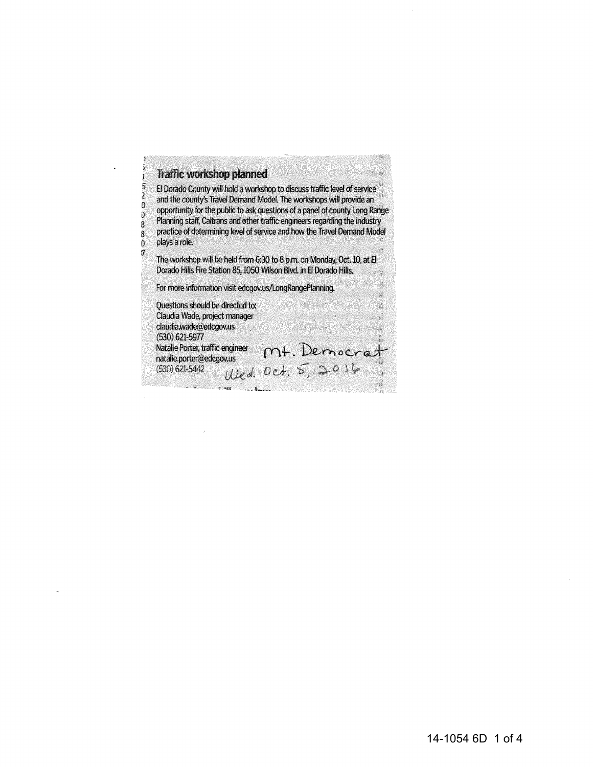## Traffic workshop planned

El Dorado County will hold a workshop to discuss traffic level of service and the county's Travel Demand Model. The workshops will provide an opportunity for the public to ask questions of a panel of county Long Range Planning staff, Caltrans and other traffic engineers regarding the industry practice of determining level of service and how the Travel Demand Model plays a role.

The workshop will be held from 6:30 to 8 p.m. on Monday, Oct. 10, at El Dorado Hills Fire Station 85, 1050 Wilson Blvd. in El Dorado Hills.

For more information visit edcgov.us/LongRangePlanning.

Questions should be directed to:
Claudia Wade, project manager
claudia.wade@edcgov.us
(530) 621-5977
Natalie Porter, traffic engineer
natalie.porter@edcgov.us
(530) 621-5442

Mt. Democrat
Wed. Oct. 5, 2016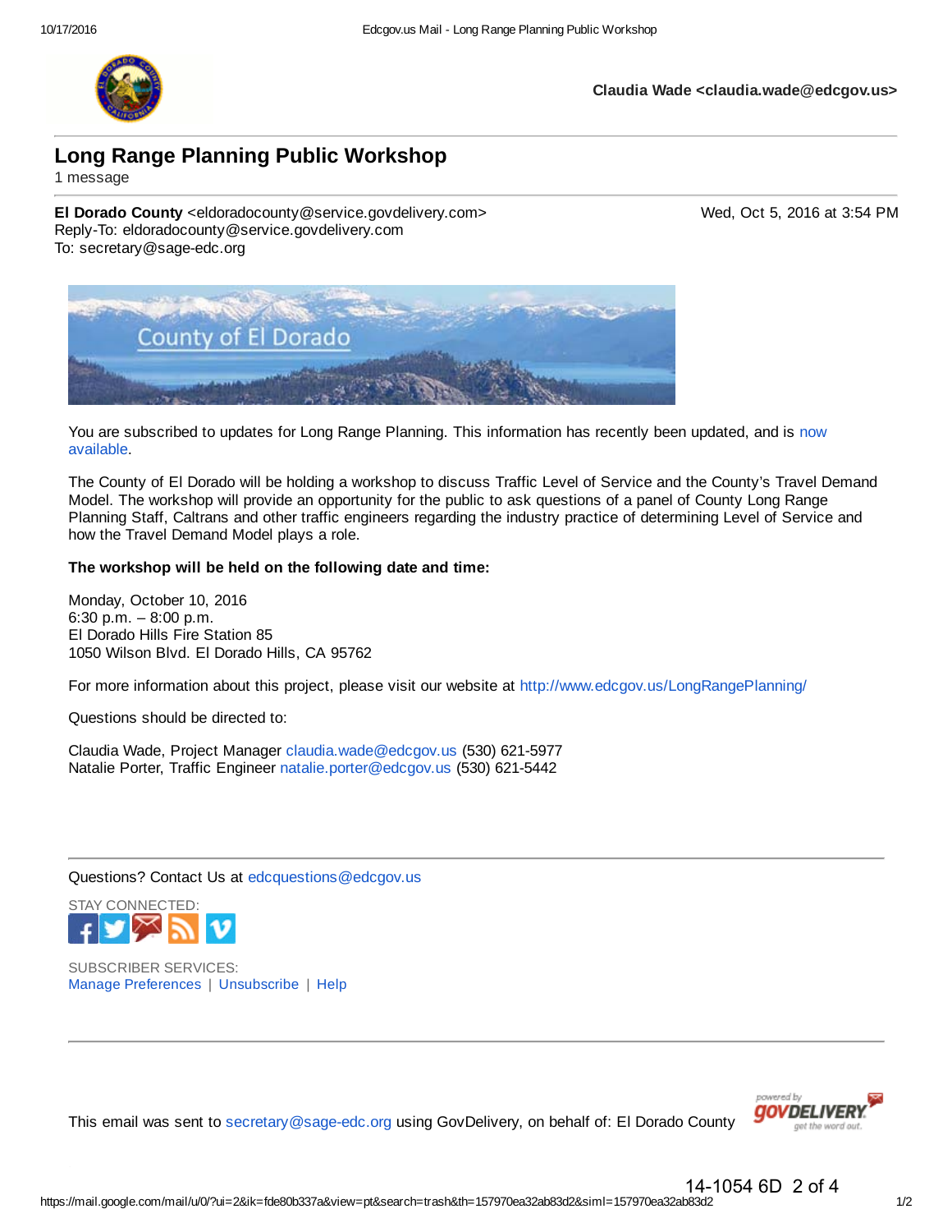Claudia Wade <claudia.wade@edcgov.us>

# Long Range Planning Public Workshop

1 message

**El Dorado County** <eldoradocounty@service.govdelivery.com> Wed, Oct 5, 2016 at 3:54 PM
Reply-To: eldoradocounty@service.govdelivery.com
To: secretary@sage-edc.org

County of El Dorado

You are subscribed to updates for Long Range Planning. This information has recently been updated, and is now available.

The County of El Dorado will be holding a workshop to discuss Traffic Level of Service and the County's Travel Demand Model. The workshop will provide an opportunity for the public to ask questions of a panel of County Long Range Planning Staff, Caltrans and other traffic engineers regarding the industry practice of determining Level of Service and how the Travel Demand Model plays a role.

**The workshop will be held on the following date and time:**

Monday, October 10, 2016
6:30 p.m. – 8:00 p.m.
El Dorado Hills Fire Station 85
1050 Wilson Blvd. El Dorado Hills, CA 95762

For more information about this project, please visit our website at http://www.edcgov.us/LongRangePlanning/

Questions should be directed to:

Claudia Wade, Project Manager claudia.wade@edcgov.us (530) 621-5977
Natalie Porter, Traffic Engineer natalie.porter@edcgov.us (530) 621-5442

---

Questions? Contact Us at edcquestions@edcgov.us

STAY CONNECTED:

SUBSCRIBER SERVICES:
Manage Preferences | Unsubscribe | Help

---

This email was sent to secretary@sage-edc.org using GovDelivery, on behalf of: El Dorado County

powered by GOVDELIVERY get the word out.

14-1054 6D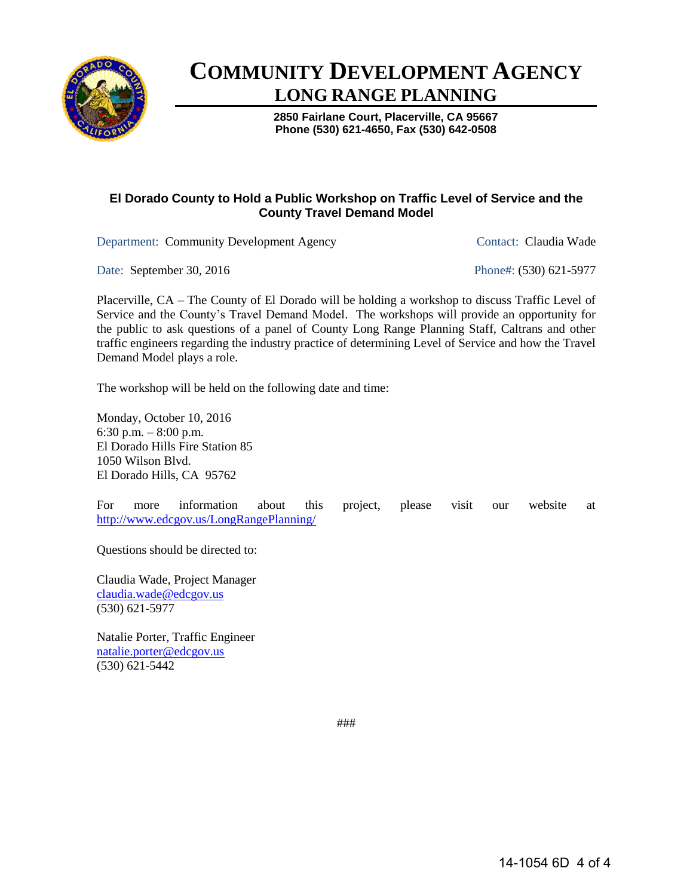# COMMUNITY DEVELOPMENT AGENCY

## LONG RANGE PLANNING

**2850 Fairlane Court, Placerville, CA 95667**
**Phone (530) 621-4650, Fax (530) 642-0508**

### El Dorado County to Hold a Public Workshop on Traffic Level of Service and the County Travel Demand Model

Department: Community Development Agency | Contact: Claudia Wade

Date: September 30, 2016 | Phone#: (530) 621-5977

Placerville, CA – The County of El Dorado will be holding a workshop to discuss Traffic Level of Service and the County's Travel Demand Model. The workshops will provide an opportunity for the public to ask questions of a panel of County Long Range Planning Staff, Caltrans and other traffic engineers regarding the industry practice of determining Level of Service and how the Travel Demand Model plays a role.

The workshop will be held on the following date and time:

Monday, October 10, 2016
6:30 p.m. – 8:00 p.m.
El Dorado Hills Fire Station 85
1050 Wilson Blvd.
El Dorado Hills, CA 95762

For more information about this project, please visit our website at http://www.edcgov.us/LongRangePlanning/

Questions should be directed to:

Claudia Wade, Project Manager
claudia.wade@edcgov.us
(530) 621-5977

Natalie Porter, Traffic Engineer
natalie.porter@edcgov.us
(530) 621-5442

###

14-1054 6D